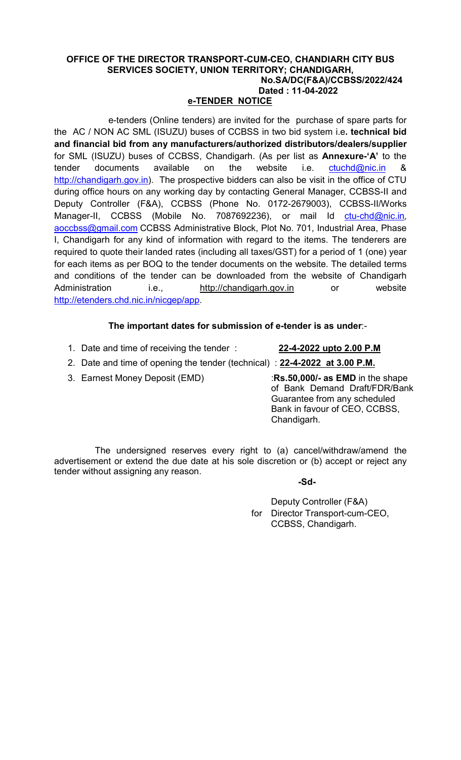**OFFICE OF THE DIRECTOR TRANSPORT-CUM-CEO, CHANDIARH CITY BUS SERVICES SOCIETY, UNION TERRITORY; CHANDIGARH,**
**No.SA/DC(F&A)/CCBSS/2022/424**
**Dated : 11-04-2022**

## e-TENDER NOTICE

e-tenders (Online tenders) are invited for the purchase of spare parts for the AC / NON AC SML (ISUZU) buses of CCBSS in two bid system i.e**. technical bid and financial bid from any manufacturers/authorized distributors/dealers/supplier** for SML (ISUZU) buses of CCBSS, Chandigarh. (As per list as **Annexure-'A'** to the tender documents available on the website i.e. ctuchd@nic.in & http://chandigarh.gov.in). The prospective bidders can also be visit in the office of CTU during office hours on any working day by contacting General Manager, CCBSS-II and Deputy Controller (F&A), CCBSS (Phone No. 0172-2679003), CCBSS-II/Works Manager-II, CCBSS (Mobile No. 7087692236), or mail Id ctu-chd@nic.in, aoccbss@gmail.com CCBSS Administrative Block, Plot No. 701, Industrial Area, Phase I, Chandigarh for any kind of information with regard to the items. The tenderers are required to quote their landed rates (including all taxes/GST) for a period of 1 (one) year for each items as per BOQ to the tender documents on the website. The detailed terms and conditions of the tender can be downloaded from the website of Chandigarh Administration i.e., http://chandigarh.gov.in or website http://etenders.chd.nic.in/nicgep/app.

**The important dates for submission of e-tender is as under**:-

1. Date and time of receiving the tender : **22-4-2022 upto 2.00 P.M**
2. Date and time of opening the tender (technical) : **22-4-2022 at 3.00 P.M.**
3. Earnest Money Deposit (EMD) :**Rs.50,000/- as EMD** in the shape of Bank Demand Draft/FDR/Bank Guarantee from any scheduled Bank in favour of CEO, CCBSS, Chandigarh.

The undersigned reserves every right to (a) cancel/withdraw/amend the advertisement or extend the due date at his sole discretion or (b) accept or reject any tender without assigning any reason.

**-Sd-**

Deputy Controller (F&A)
for Director Transport-cum-CEO,
CCBSS, Chandigarh.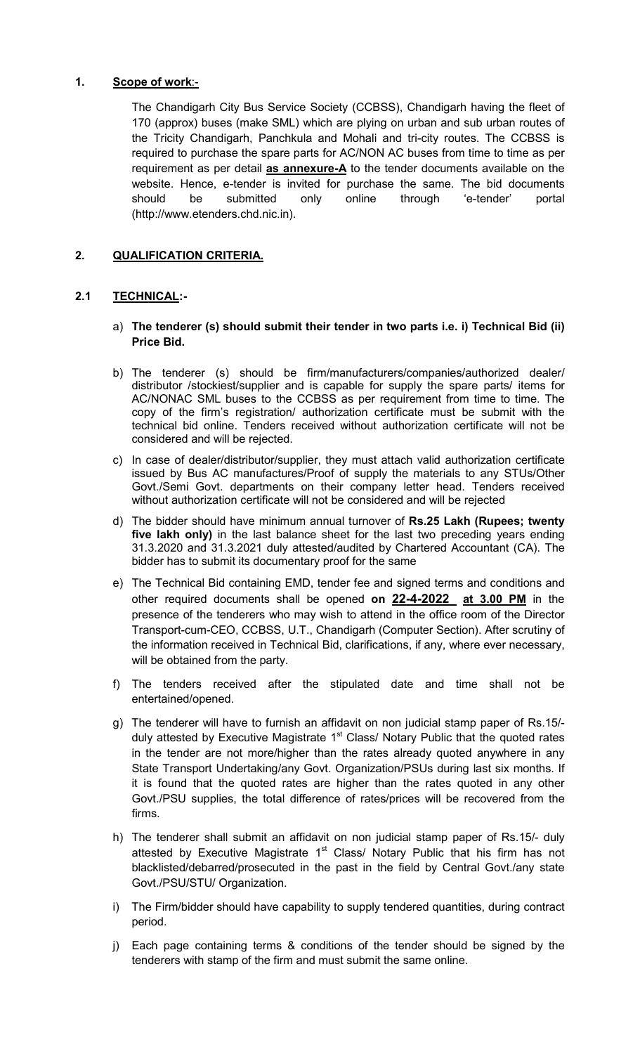## 1. **Scope of work**:-

The Chandigarh City Bus Service Society (CCBSS), Chandigarh having the fleet of 170 (approx) buses (make SML) which are plying on urban and sub urban routes of the Tricity Chandigarh, Panchkula and Mohali and tri-city routes. The CCBSS is required to purchase the spare parts for AC/NON AC buses from time to time as per requirement as per detail **as annexure-A** to the tender documents available on the website. Hence, e-tender is invited for purchase the same. The bid documents should be submitted only online through 'e-tender' portal (http://www.etenders.chd.nic.in).

## 2. **QUALIFICATION CRITERIA.**

### 2.1 **TECHNICAL:-**

a) **The tenderer (s) should submit their tender in two parts i.e. i) Technical Bid (ii) Price Bid.**

b) The tenderer (s) should be firm/manufacturers/companies/authorized dealer/ distributor /stockiest/supplier and is capable for supply the spare parts/ items for AC/NONAC SML buses to the CCBSS as per requirement from time to time. The copy of the firm's registration/ authorization certificate must be submit with the technical bid online. Tenders received without authorization certificate will not be considered and will be rejected.

c) In case of dealer/distributor/supplier, they must attach valid authorization certificate issued by Bus AC manufactures/Proof of supply the materials to any STUs/Other Govt./Semi Govt. departments on their company letter head. Tenders received without authorization certificate will not be considered and will be rejected

d) The bidder should have minimum annual turnover of **Rs.25 Lakh (Rupees; twenty five lakh only)** in the last balance sheet for the last two preceding years ending 31.3.2020 and 31.3.2021 duly attested/audited by Chartered Accountant (CA). The bidder has to submit its documentary proof for the same

e) The Technical Bid containing EMD, tender fee and signed terms and conditions and other required documents shall be opened **on 22-4-2022 at 3.00 PM** in the presence of the tenderers who may wish to attend in the office room of the Director Transport-cum-CEO, CCBSS, U.T., Chandigarh (Computer Section). After scrutiny of the information received in Technical Bid, clarifications, if any, where ever necessary, will be obtained from the party.

f) The tenders received after the stipulated date and time shall not be entertained/opened.

g) The tenderer will have to furnish an affidavit on non judicial stamp paper of Rs.15/- duly attested by Executive Magistrate 1st Class/ Notary Public that the quoted rates in the tender are not more/higher than the rates already quoted anywhere in any State Transport Undertaking/any Govt. Organization/PSUs during last six months. If it is found that the quoted rates are higher than the rates quoted in any other Govt./PSU supplies, the total difference of rates/prices will be recovered from the firms.

h) The tenderer shall submit an affidavit on non judicial stamp paper of Rs.15/- duly attested by Executive Magistrate 1st Class/ Notary Public that his firm has not blacklisted/debarred/prosecuted in the past in the field by Central Govt./any state Govt./PSU/STU/ Organization.

i) The Firm/bidder should have capability to supply tendered quantities, during contract period.

j) Each page containing terms & conditions of the tender should be signed by the tenderers with stamp of the firm and must submit the same online.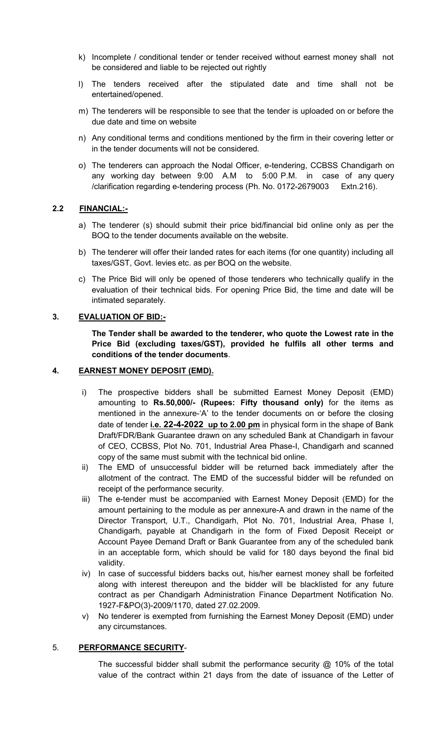k) Incomplete / conditional tender or tender received without earnest money shall not be considered and liable to be rejected out rightly

l) The tenders received after the stipulated date and time shall not be entertained/opened.

m) The tenderers will be responsible to see that the tender is uploaded on or before the due date and time on website

n) Any conditional terms and conditions mentioned by the firm in their covering letter or in the tender documents will not be considered.

o) The tenderers can approach the Nodal Officer, e-tendering, CCBSS Chandigarh on any working day between 9:00 A.M to 5:00 P.M. in case of any query /clarification regarding e-tendering process (Ph. No. 0172-2679003 Extn.216).

## 2.2 FINANCIAL:-

a) The tenderer (s) should submit their price bid/financial bid online only as per the BOQ to the tender documents available on the website.

b) The tenderer will offer their landed rates for each items (for one quantity) including all taxes/GST, Govt. levies etc. as per BOQ on the website.

c) The Price Bid will only be opened of those tenderers who technically qualify in the evaluation of their technical bids. For opening Price Bid, the time and date will be intimated separately.

## 3. EVALUATION OF BID:-

**The Tender shall be awarded to the tenderer, who quote the Lowest rate in the Price Bid (excluding taxes/GST), provided he fulfils all other terms and conditions of the tender documents**.

## 4. EARNEST MONEY DEPOSIT (EMD).

i) The prospective bidders shall be submitted Earnest Money Deposit (EMD) amounting to **Rs.50,000/- (Rupees: Fifty thousand only)** for the items as mentioned in the annexure-'A' to the tender documents on or before the closing date of tender **i.e. 22-4-2022 up to 2.00 pm** in physical form in the shape of Bank Draft/FDR/Bank Guarantee drawn on any scheduled Bank at Chandigarh in favour of CEO, CCBSS, Plot No. 701, Industrial Area Phase-I, Chandigarh and scanned copy of the same must submit with the technical bid online.

ii) The EMD of unsuccessful bidder will be returned back immediately after the allotment of the contract. The EMD of the successful bidder will be refunded on receipt of the performance security.

iii) The e-tender must be accompanied with Earnest Money Deposit (EMD) for the amount pertaining to the module as per annexure-A and drawn in the name of the Director Transport, U.T., Chandigarh, Plot No. 701, Industrial Area, Phase I, Chandigarh, payable at Chandigarh in the form of Fixed Deposit Receipt or Account Payee Demand Draft or Bank Guarantee from any of the scheduled bank in an acceptable form, which should be valid for 180 days beyond the final bid validity.

iv) In case of successful bidders backs out, his/her earnest money shall be forfeited along with interest thereupon and the bidder will be blacklisted for any future contract as per Chandigarh Administration Finance Department Notification No. 1927-F&PO(3)-2009/1170, dated 27.02.2009.

v) No tenderer is exempted from furnishing the Earnest Money Deposit (EMD) under any circumstances.

## 5. PERFORMANCE SECURITY-

The successful bidder shall submit the performance security @ 10% of the total value of the contract within 21 days from the date of issuance of the Letter of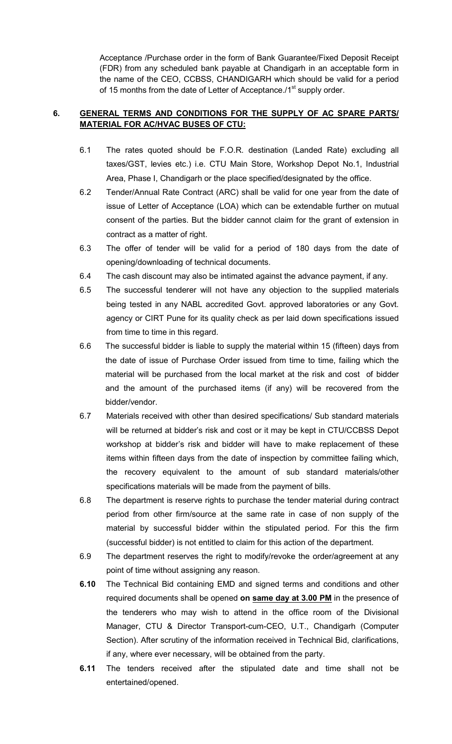Acceptance /Purchase order in the form of Bank Guarantee/Fixed Deposit Receipt (FDR) from any scheduled bank payable at Chandigarh in an acceptable form in the name of the CEO, CCBSS, CHANDIGARH which should be valid for a period of 15 months from the date of Letter of Acceptance./1st supply order.

## 6. GENERAL TERMS AND CONDITIONS FOR THE SUPPLY OF AC SPARE PARTS/ MATERIAL FOR AC/HVAC BUSES OF CTU:

6.1 The rates quoted should be F.O.R. destination (Landed Rate) excluding all taxes/GST, levies etc.) i.e. CTU Main Store, Workshop Depot No.1, Industrial Area, Phase I, Chandigarh or the place specified/designated by the office.

6.2 Tender/Annual Rate Contract (ARC) shall be valid for one year from the date of issue of Letter of Acceptance (LOA) which can be extendable further on mutual consent of the parties. But the bidder cannot claim for the grant of extension in contract as a matter of right.

6.3 The offer of tender will be valid for a period of 180 days from the date of opening/downloading of technical documents.

6.4 The cash discount may also be intimated against the advance payment, if any.

6.5 The successful tenderer will not have any objection to the supplied materials being tested in any NABL accredited Govt. approved laboratories or any Govt. agency or CIRT Pune for its quality check as per laid down specifications issued from time to time in this regard.

6.6 The successful bidder is liable to supply the material within 15 (fifteen) days from the date of issue of Purchase Order issued from time to time, failing which the material will be purchased from the local market at the risk and cost of bidder and the amount of the purchased items (if any) will be recovered from the bidder/vendor.

6.7 Materials received with other than desired specifications/ Sub standard materials will be returned at bidder's risk and cost or it may be kept in CTU/CCBSS Depot workshop at bidder's risk and bidder will have to make replacement of these items within fifteen days from the date of inspection by committee failing which, the recovery equivalent to the amount of sub standard materials/other specifications materials will be made from the payment of bills.

6.8 The department is reserve rights to purchase the tender material during contract period from other firm/source at the same rate in case of non supply of the material by successful bidder within the stipulated period. For this the firm (successful bidder) is not entitled to claim for this action of the department.

6.9 The department reserves the right to modify/revoke the order/agreement at any point of time without assigning any reason.

**6.10** The Technical Bid containing EMD and signed terms and conditions and other required documents shall be opened **on same day at 3.00 PM** in the presence of the tenderers who may wish to attend in the office room of the Divisional Manager, CTU & Director Transport-cum-CEO, U.T., Chandigarh (Computer Section). After scrutiny of the information received in Technical Bid, clarifications, if any, where ever necessary, will be obtained from the party.

**6.11** The tenders received after the stipulated date and time shall not be entertained/opened.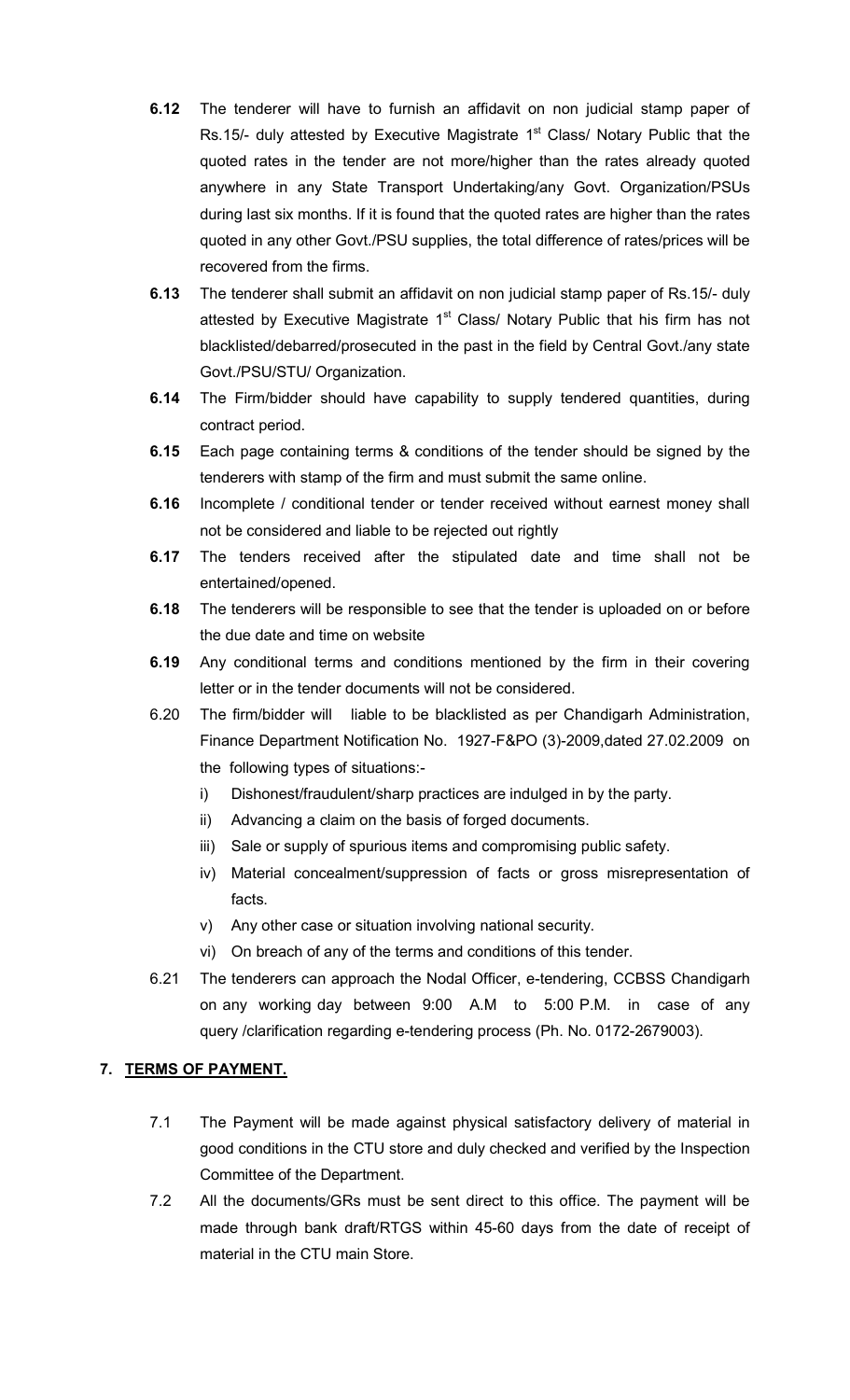**6.12** The tenderer will have to furnish an affidavit on non judicial stamp paper of Rs.15/- duly attested by Executive Magistrate 1st Class/ Notary Public that the quoted rates in the tender are not more/higher than the rates already quoted anywhere in any State Transport Undertaking/any Govt. Organization/PSUs during last six months. If it is found that the quoted rates are higher than the rates quoted in any other Govt./PSU supplies, the total difference of rates/prices will be recovered from the firms.

**6.13** The tenderer shall submit an affidavit on non judicial stamp paper of Rs.15/- duly attested by Executive Magistrate 1st Class/ Notary Public that his firm has not blacklisted/debarred/prosecuted in the past in the field by Central Govt./any state Govt./PSU/STU/ Organization.

**6.14** The Firm/bidder should have capability to supply tendered quantities, during contract period.

**6.15** Each page containing terms & conditions of the tender should be signed by the tenderers with stamp of the firm and must submit the same online.

**6.16** Incomplete / conditional tender or tender received without earnest money shall not be considered and liable to be rejected out rightly

**6.17** The tenders received after the stipulated date and time shall not be entertained/opened.

**6.18** The tenderers will be responsible to see that the tender is uploaded on or before the due date and time on website

**6.19** Any conditional terms and conditions mentioned by the firm in their covering letter or in the tender documents will not be considered.

6.20 The firm/bidder will liable to be blacklisted as per Chandigarh Administration, Finance Department Notification No. 1927-F&PO (3)-2009,dated 27.02.2009 on the following types of situations:-

i) Dishonest/fraudulent/sharp practices are indulged in by the party.

ii) Advancing a claim on the basis of forged documents.

iii) Sale or supply of spurious items and compromising public safety.

iv) Material concealment/suppression of facts or gross misrepresentation of facts.

v) Any other case or situation involving national security.

vi) On breach of any of the terms and conditions of this tender.

6.21 The tenderers can approach the Nodal Officer, e-tendering, CCBSS Chandigarh on any working day between 9:00 A.M to 5:00 P.M. in case of any query /clarification regarding e-tendering process (Ph. No. 0172-2679003).

## 7. TERMS OF PAYMENT.

7.1 The Payment will be made against physical satisfactory delivery of material in good conditions in the CTU store and duly checked and verified by the Inspection Committee of the Department.

7.2 All the documents/GRs must be sent direct to this office. The payment will be made through bank draft/RTGS within 45-60 days from the date of receipt of material in the CTU main Store.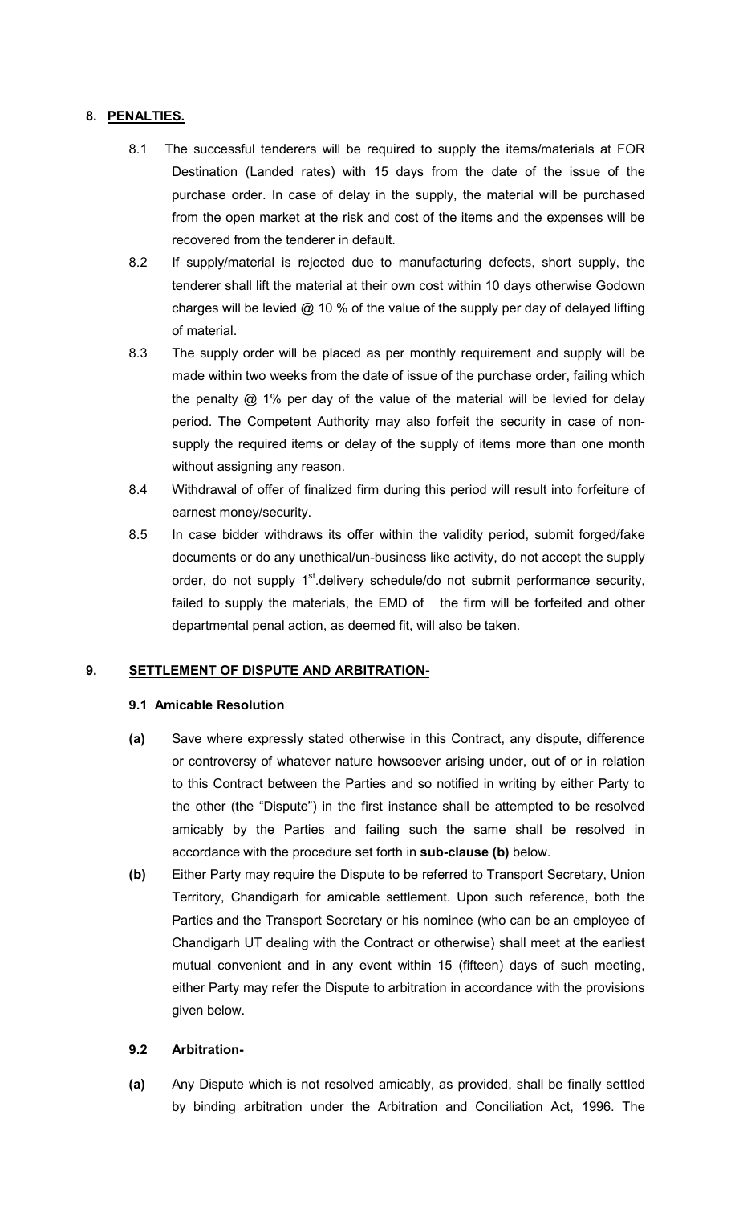## 8. PENALTIES.

8.1 The successful tenderers will be required to supply the items/materials at FOR Destination (Landed rates) with 15 days from the date of the issue of the purchase order. In case of delay in the supply, the material will be purchased from the open market at the risk and cost of the items and the expenses will be recovered from the tenderer in default.

8.2 If supply/material is rejected due to manufacturing defects, short supply, the tenderer shall lift the material at their own cost within 10 days otherwise Godown charges will be levied @ 10 % of the value of the supply per day of delayed lifting of material.

8.3 The supply order will be placed as per monthly requirement and supply will be made within two weeks from the date of issue of the purchase order, failing which the penalty @ 1% per day of the value of the material will be levied for delay period. The Competent Authority may also forfeit the security in case of non-supply the required items or delay of the supply of items more than one month without assigning any reason.

8.4 Withdrawal of offer of finalized firm during this period will result into forfeiture of earnest money/security.

8.5 In case bidder withdraws its offer within the validity period, submit forged/fake documents or do any unethical/un-business like activity, do not accept the supply order, do not supply 1st.delivery schedule/do not submit performance security, failed to supply the materials, the EMD of the firm will be forfeited and other departmental penal action, as deemed fit, will also be taken.

## 9. SETTLEMENT OF DISPUTE AND ARBITRATION-

### 9.1 Amicable Resolution

**(a)** Save where expressly stated otherwise in this Contract, any dispute, difference or controversy of whatever nature howsoever arising under, out of or in relation to this Contract between the Parties and so notified in writing by either Party to the other (the "Dispute") in the first instance shall be attempted to be resolved amicably by the Parties and failing such the same shall be resolved in accordance with the procedure set forth in **sub-clause (b)** below.

**(b)** Either Party may require the Dispute to be referred to Transport Secretary, Union Territory, Chandigarh for amicable settlement. Upon such reference, both the Parties and the Transport Secretary or his nominee (who can be an employee of Chandigarh UT dealing with the Contract or otherwise) shall meet at the earliest mutual convenient and in any event within 15 (fifteen) days of such meeting, either Party may refer the Dispute to arbitration in accordance with the provisions given below.

### 9.2 Arbitration-

**(a)** Any Dispute which is not resolved amicably, as provided, shall be finally settled by binding arbitration under the Arbitration and Conciliation Act, 1996. The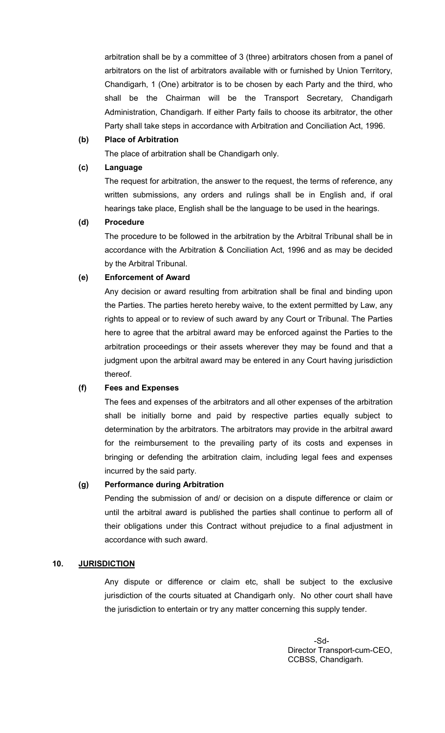arbitration shall be by a committee of 3 (three) arbitrators chosen from a panel of arbitrators on the list of arbitrators available with or furnished by Union Territory, Chandigarh, 1 (One) arbitrator is to be chosen by each Party and the third, who shall be the Chairman will be the Transport Secretary, Chandigarh Administration, Chandigarh. If either Party fails to choose its arbitrator, the other Party shall take steps in accordance with Arbitration and Conciliation Act, 1996.

**(b) Place of Arbitration**

The place of arbitration shall be Chandigarh only.

**(c) Language**

The request for arbitration, the answer to the request, the terms of reference, any written submissions, any orders and rulings shall be in English and, if oral hearings take place, English shall be the language to be used in the hearings.

**(d) Procedure**

The procedure to be followed in the arbitration by the Arbitral Tribunal shall be in accordance with the Arbitration & Conciliation Act, 1996 and as may be decided by the Arbitral Tribunal.

**(e) Enforcement of Award**

Any decision or award resulting from arbitration shall be final and binding upon the Parties. The parties hereto hereby waive, to the extent permitted by Law, any rights to appeal or to review of such award by any Court or Tribunal. The Parties here to agree that the arbitral award may be enforced against the Parties to the arbitration proceedings or their assets wherever they may be found and that a judgment upon the arbitral award may be entered in any Court having jurisdiction thereof.

**(f) Fees and Expenses**

The fees and expenses of the arbitrators and all other expenses of the arbitration shall be initially borne and paid by respective parties equally subject to determination by the arbitrators. The arbitrators may provide in the arbitral award for the reimbursement to the prevailing party of its costs and expenses in bringing or defending the arbitration claim, including legal fees and expenses incurred by the said party.

**(g) Performance during Arbitration**

Pending the submission of and/ or decision on a dispute difference or claim or until the arbitral award is published the parties shall continue to perform all of their obligations under this Contract without prejudice to a final adjustment in accordance with such award.

**10. JURISDICTION**

Any dispute or difference or claim etc, shall be subject to the exclusive jurisdiction of the courts situated at Chandigarh only. No other court shall have the jurisdiction to entertain or try any matter concerning this supply tender.

-Sd-
Director Transport-cum-CEO,
CCBSS, Chandigarh.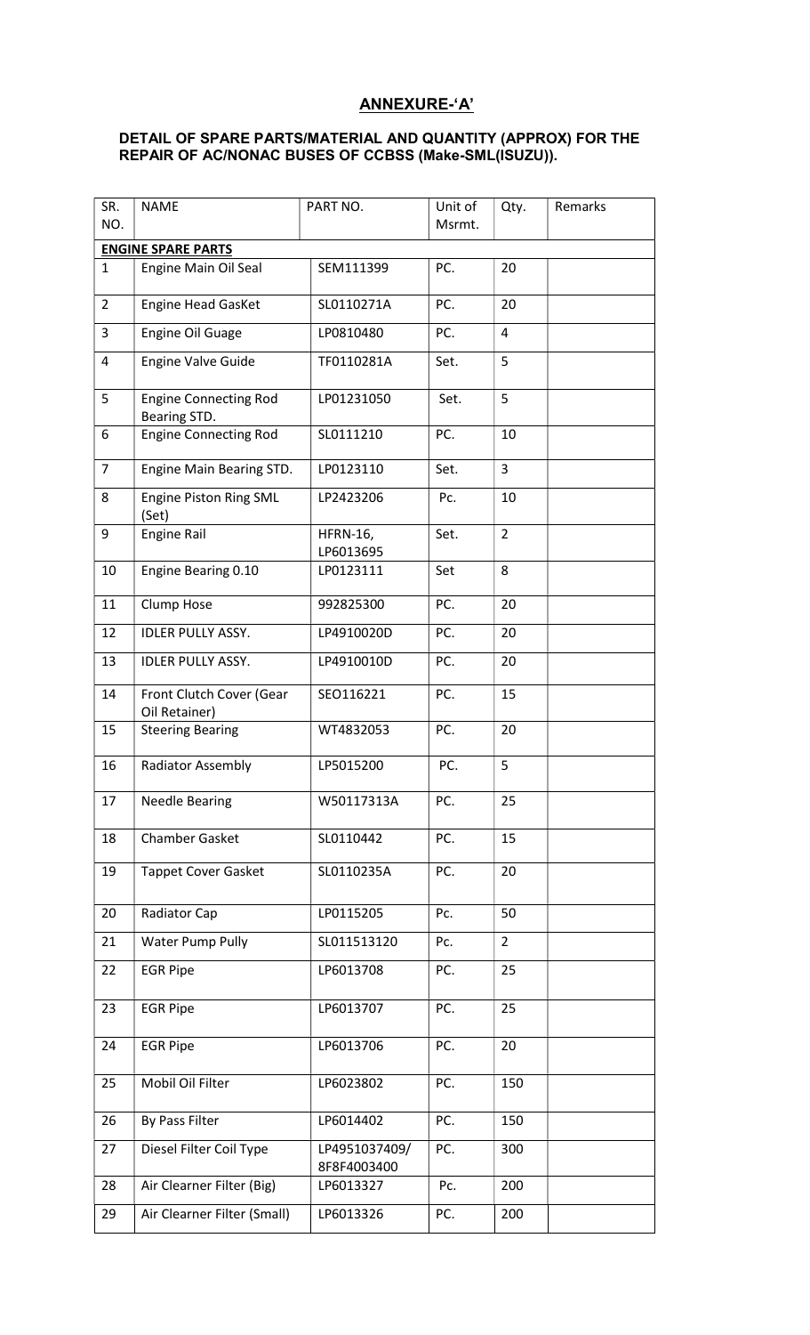## ANNEXURE-'A'

### DETAIL OF SPARE PARTS/MATERIAL AND QUANTITY (APPROX) FOR THE REPAIR OF AC/NONAC BUSES OF CCBSS (Make-SML(ISUZU)).

| SR. NO. | NAME | PART NO. | Unit of Msrmt. | Qty. | Remarks |
|---|---|---|---|---|---|
| **ENGINE SPARE PARTS** | | | | | |
| 1 | Engine Main Oil Seal | SEM111399 | PC. | 20 | |
| 2 | Engine Head GasKet | SL0110271A | PC. | 20 | |
| 3 | Engine Oil Guage | LP0810480 | PC. | 4 | |
| 4 | Engine Valve Guide | TF0110281A | Set. | 5 | |
| 5 | Engine Connecting Rod Bearing STD. | LP01231050 | Set. | 5 | |
| 6 | Engine Connecting Rod | SL0111210 | PC. | 10 | |
| 7 | Engine Main Bearing STD. | LP0123110 | Set. | 3 | |
| 8 | Engine Piston Ring SML (Set) | LP2423206 | Pc. | 10 | |
| 9 | Engine Rail | HFRN-16, LP6013695 | Set. | 2 | |
| 10 | Engine Bearing 0.10 | LP0123111 | Set | 8 | |
| 11 | Clump Hose | 992825300 | PC. | 20 | |
| 12 | IDLER PULLY ASSY. | LP4910020D | PC. | 20 | |
| 13 | IDLER PULLY ASSY. | LP4910010D | PC. | 20 | |
| 14 | Front Clutch Cover (Gear Oil Retainer) | SEO116221 | PC. | 15 | |
| 15 | Steering Bearing | WT4832053 | PC. | 20 | |
| 16 | Radiator Assembly | LP5015200 | PC. | 5 | |
| 17 | Needle Bearing | W50117313A | PC. | 25 | |
| 18 | Chamber Gasket | SL0110442 | PC. | 15 | |
| 19 | Tappet Cover Gasket | SL0110235A | PC. | 20 | |
| 20 | Radiator Cap | LP0115205 | Pc. | 50 | |
| 21 | Water Pump Pully | SL011513120 | Pc. | 2 | |
| 22 | EGR Pipe | LP6013708 | PC. | 25 | |
| 23 | EGR Pipe | LP6013707 | PC. | 25 | |
| 24 | EGR Pipe | LP6013706 | PC. | 20 | |
| 25 | Mobil Oil Filter | LP6023802 | PC. | 150 | |
| 26 | By Pass Filter | LP6014402 | PC. | 150 | |
| 27 | Diesel Filter Coil Type | LP4951037409/ 8F8F4003400 | PC. | 300 | |
| 28 | Air Clearner Filter (Big) | LP6013327 | Pc. | 200 | |
| 29 | Air Clearner Filter (Small) | LP6013326 | PC. | 200 | |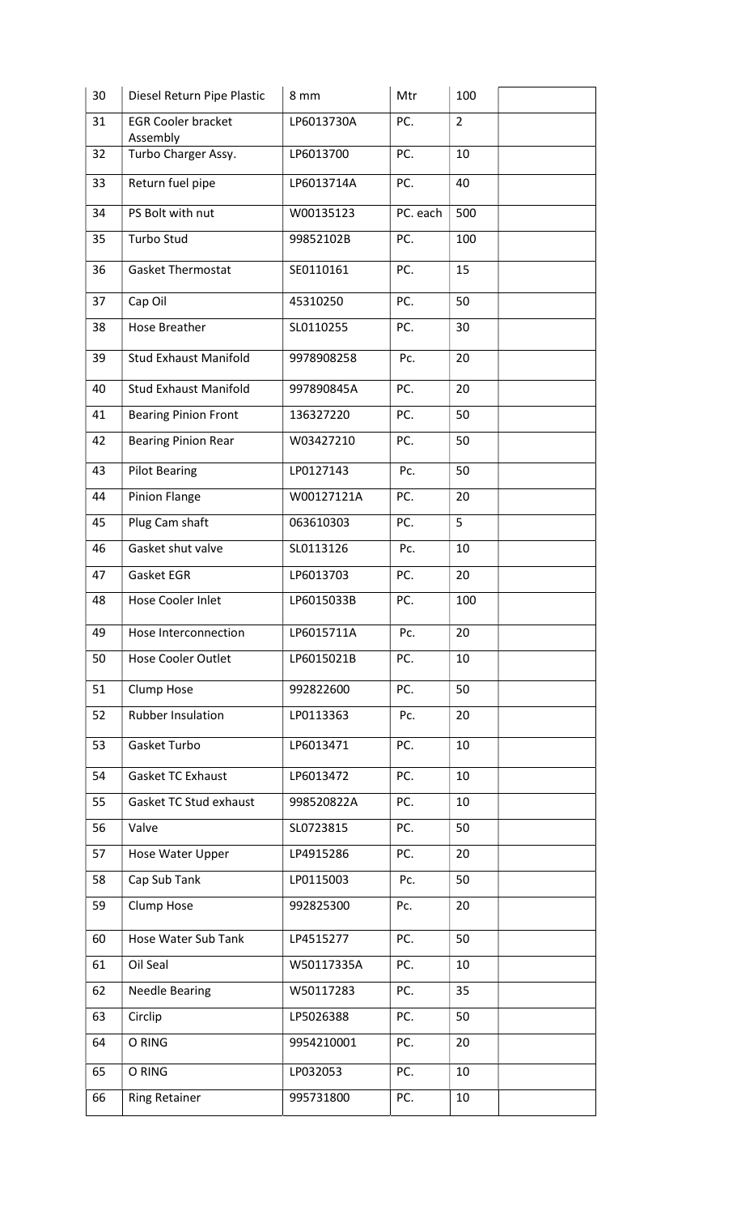| 30 | Diesel Return Pipe Plastic | 8 mm | Mtr | 100 | |
|---|---|---|---|---|---|
| 31 | EGR Cooler bracket Assembly | LP6013730A | PC. | 2 | |
| 32 | Turbo Charger Assy. | LP6013700 | PC. | 10 | |
| 33 | Return fuel pipe | LP6013714A | PC. | 40 | |
| 34 | PS Bolt with nut | W00135123 | PC. each | 500 | |
| 35 | Turbo Stud | 99852102B | PC. | 100 | |
| 36 | Gasket Thermostat | SE0110161 | PC. | 15 | |
| 37 | Cap Oil | 45310250 | PC. | 50 | |
| 38 | Hose Breather | SL0110255 | PC. | 30 | |
| 39 | Stud Exhaust Manifold | 9978908258 | Pc. | 20 | |
| 40 | Stud Exhaust Manifold | 997890845A | PC. | 20 | |
| 41 | Bearing Pinion Front | 136327220 | PC. | 50 | |
| 42 | Bearing Pinion Rear | W03427210 | PC. | 50 | |
| 43 | Pilot Bearing | LP0127143 | Pc. | 50 | |
| 44 | Pinion Flange | W00127121A | PC. | 20 | |
| 45 | Plug Cam shaft | 063610303 | PC. | 5 | |
| 46 | Gasket shut valve | SL0113126 | Pc. | 10 | |
| 47 | Gasket EGR | LP6013703 | PC. | 20 | |
| 48 | Hose Cooler Inlet | LP6015033B | PC. | 100 | |
| 49 | Hose Interconnection | LP6015711A | Pc. | 20 | |
| 50 | Hose Cooler Outlet | LP6015021B | PC. | 10 | |
| 51 | Clump Hose | 992822600 | PC. | 50 | |
| 52 | Rubber Insulation | LP0113363 | Pc. | 20 | |
| 53 | Gasket Turbo | LP6013471 | PC. | 10 | |
| 54 | Gasket TC Exhaust | LP6013472 | PC. | 10 | |
| 55 | Gasket TC Stud exhaust | 998520822A | PC. | 10 | |
| 56 | Valve | SL0723815 | PC. | 50 | |
| 57 | Hose Water Upper | LP4915286 | PC. | 20 | |
| 58 | Cap Sub Tank | LP0115003 | Pc. | 50 | |
| 59 | Clump Hose | 992825300 | Pc. | 20 | |
| 60 | Hose Water Sub Tank | LP4515277 | PC. | 50 | |
| 61 | Oil Seal | W50117335A | PC. | 10 | |
| 62 | Needle Bearing | W50117283 | PC. | 35 | |
| 63 | Circlip | LP5026388 | PC. | 50 | |
| 64 | O RING | 9954210001 | PC. | 20 | |
| 65 | O RING | LP032053 | PC. | 10 | |
| 66 | Ring Retainer | 995731800 | PC. | 10 | |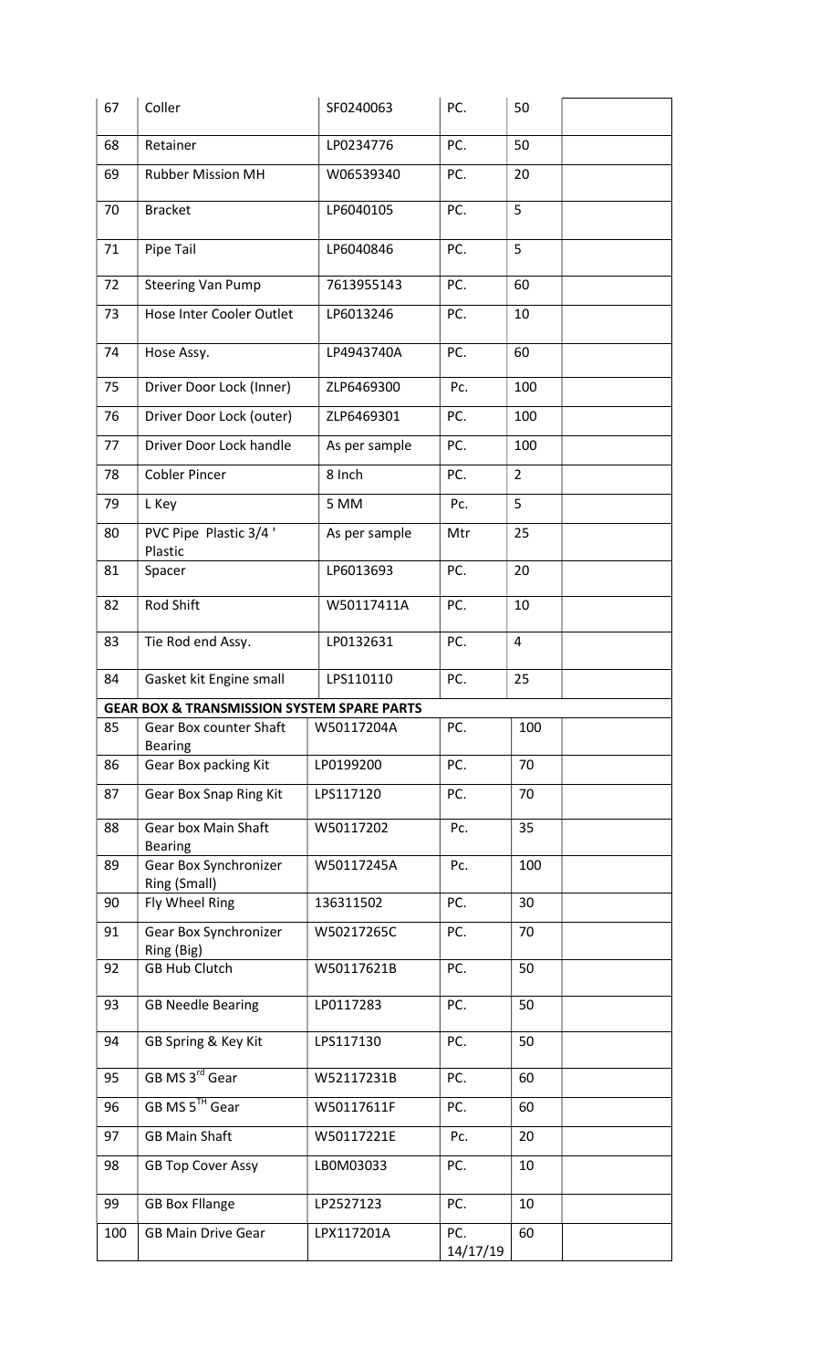| 67 | Coller | SF0240063 | PC. | 50 | |
|---|---|---|---|---|---|
| 68 | Retainer | LP0234776 | PC. | 50 | |
| 69 | Rubber Mission MH | W06539340 | PC. | 20 | |
| 70 | Bracket | LP6040105 | PC. | 5 | |
| 71 | Pipe Tail | LP6040846 | PC. | 5 | |
| 72 | Steering Van Pump | 7613955143 | PC. | 60 | |
| 73 | Hose Inter Cooler Outlet | LP6013246 | PC. | 10 | |
| 74 | Hose Assy. | LP4943740A | PC. | 60 | |
| 75 | Driver Door Lock (Inner) | ZLP6469300 | Pc. | 100 | |
| 76 | Driver Door Lock (outer) | ZLP6469301 | PC. | 100 | |
| 77 | Driver Door Lock handle | As per sample | PC. | 100 | |
| 78 | Cobler Pincer | 8 Inch | PC. | 2 | |
| 79 | L Key | 5 MM | Pc. | 5 | |
| 80 | PVC Pipe Plastic 3/4 ' Plastic | As per sample | Mtr | 25 | |
| 81 | Spacer | LP6013693 | PC. | 20 | |
| 82 | Rod Shift | W50117411A | PC. | 10 | |
| 83 | Tie Rod end Assy. | LP0132631 | PC. | 4 | |
| 84 | Gasket kit Engine small | LPS110110 | PC. | 25 | |
| **GEAR BOX & TRANSMISSION SYSTEM SPARE PARTS** | | | | | |
| 85 | Gear Box counter Shaft Bearing | W50117204A | PC. | 100 | |
| 86 | Gear Box packing Kit | LP0199200 | PC. | 70 | |
| 87 | Gear Box Snap Ring Kit | LPS117120 | PC. | 70 | |
| 88 | Gear box Main Shaft Bearing | W50117202 | Pc. | 35 | |
| 89 | Gear Box Synchronizer Ring (Small) | W50117245A | Pc. | 100 | |
| 90 | Fly Wheel Ring | 136311502 | PC. | 30 | |
| 91 | Gear Box Synchronizer Ring (Big) | W50217265C | PC. | 70 | |
| 92 | GB Hub Clutch | W50117621B | PC. | 50 | |
| 93 | GB Needle Bearing | LP0117283 | PC. | 50 | |
| 94 | GB Spring & Key Kit | LPS117130 | PC. | 50 | |
| 95 | GB MS 3rd Gear | W52117231B | PC. | 60 | |
| 96 | GB MS 5TH Gear | W50117611F | PC. | 60 | |
| 97 | GB Main Shaft | W50117221E | Pc. | 20 | |
| 98 | GB Top Cover Assy | LB0M03033 | PC. | 10 | |
| 99 | GB Box Fllange | LP2527123 | PC. | 10 | |
| 100 | GB Main Drive Gear | LPX117201A | PC. 14/17/19 | 60 | |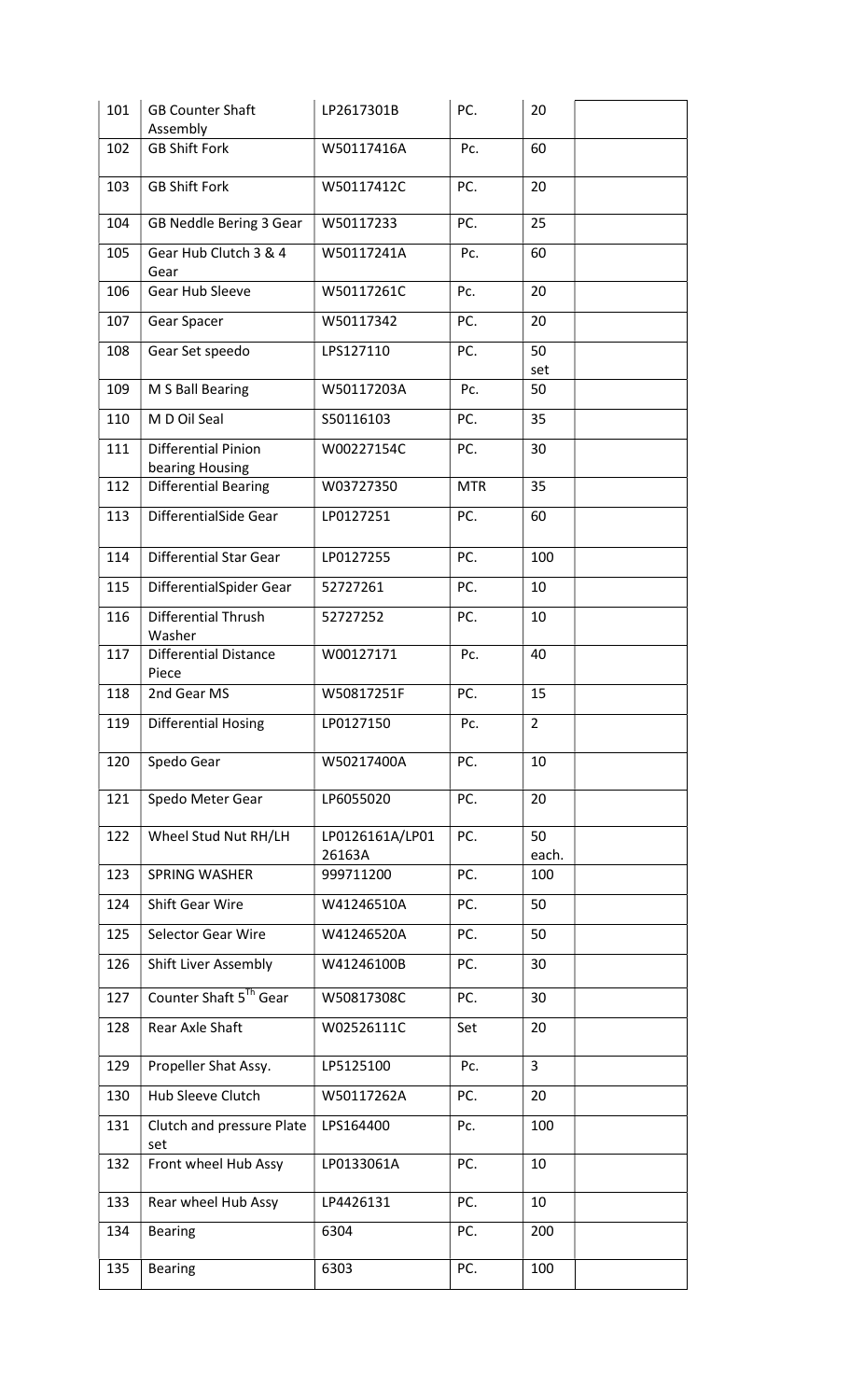| 101 | GB Counter Shaft Assembly | LP2617301B | PC. | 20 | |
|---|---|---|---|---|---|
| 102 | GB Shift Fork | W50117416A | Pc. | 60 | |
| 103 | GB Shift Fork | W50117412C | PC. | 20 | |
| 104 | GB Neddle Bering 3 Gear | W50117233 | PC. | 25 | |
| 105 | Gear Hub Clutch 3 & 4 Gear | W50117241A | Pc. | 60 | |
| 106 | Gear Hub Sleeve | W50117261C | Pc. | 20 | |
| 107 | Gear Spacer | W50117342 | PC. | 20 | |
| 108 | Gear Set speedo | LPS127110 | PC. | 50 set | |
| 109 | M S Ball Bearing | W50117203A | Pc. | 50 | |
| 110 | M D Oil Seal | S50116103 | PC. | 35 | |
| 111 | Differential Pinion bearing Housing | W00227154C | PC. | 30 | |
| 112 | Differential Bearing | W03727350 | MTR | 35 | |
| 113 | DifferentialSide Gear | LP0127251 | PC. | 60 | |
| 114 | Differential Star Gear | LP0127255 | PC. | 100 | |
| 115 | DifferentialSpider Gear | 52727261 | PC. | 10 | |
| 116 | Differential Thrush Washer | 52727252 | PC. | 10 | |
| 117 | Differential Distance Piece | W00127171 | Pc. | 40 | |
| 118 | 2nd Gear MS | W50817251F | PC. | 15 | |
| 119 | Differential Hosing | LP0127150 | Pc. | 2 | |
| 120 | Spedo Gear | W50217400A | PC. | 10 | |
| 121 | Spedo Meter Gear | LP6055020 | PC. | 20 | |
| 122 | Wheel Stud Nut RH/LH | LP0126161A/LP0126163A | PC. | 50 each. | |
| 123 | SPRING WASHER | 999711200 | PC. | 100 | |
| 124 | Shift Gear Wire | W41246510A | PC. | 50 | |
| 125 | Selector Gear Wire | W41246520A | PC. | 50 | |
| 126 | Shift Liver Assembly | W41246100B | PC. | 30 | |
| 127 | Counter Shaft 5Th Gear | W50817308C | PC. | 30 | |
| 128 | Rear Axle Shaft | W02526111C | Set | 20 | |
| 129 | Propeller Shat Assy. | LP5125100 | Pc. | 3 | |
| 130 | Hub Sleeve Clutch | W50117262A | PC. | 20 | |
| 131 | Clutch and pressure Plate set | LPS164400 | Pc. | 100 | |
| 132 | Front wheel Hub Assy | LP0133061A | PC. | 10 | |
| 133 | Rear wheel Hub Assy | LP4426131 | PC. | 10 | |
| 134 | Bearing | 6304 | PC. | 200 | |
| 135 | Bearing | 6303 | PC. | 100 | |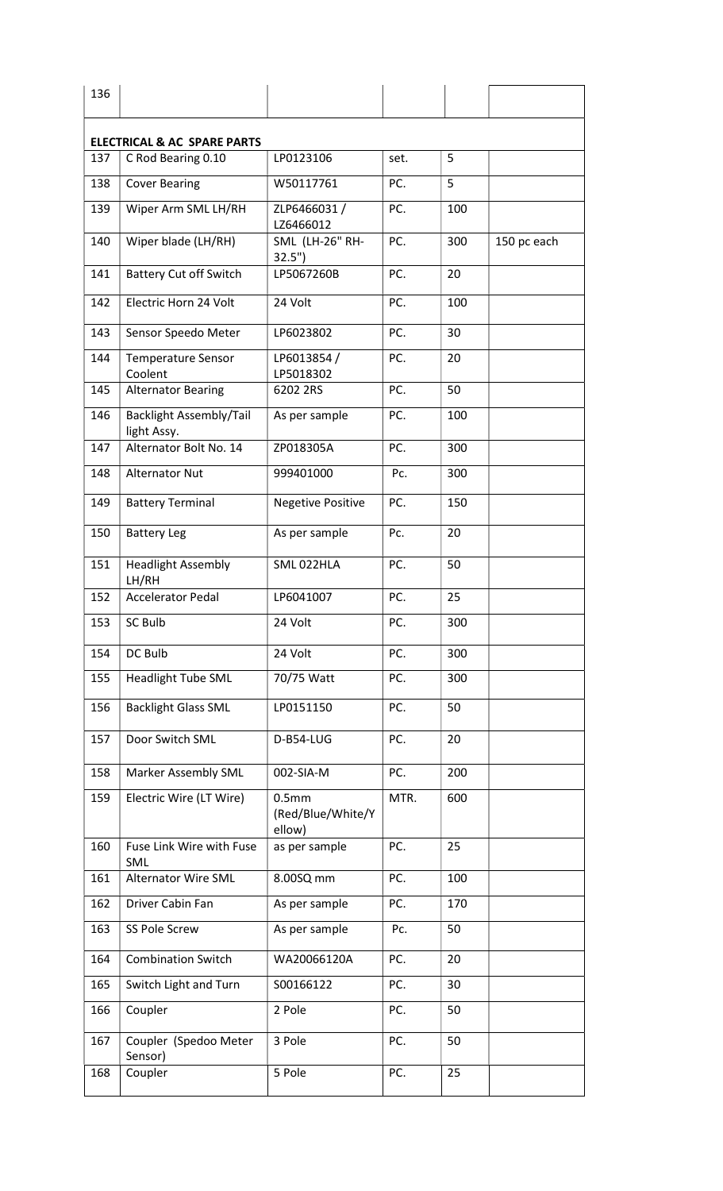| 136 | | | | | |
|---|---|---|---|---|---|
| **ELECTRICAL & AC SPARE PARTS** | | | | | |
| 137 | C Rod Bearing 0.10 | LP0123106 | set. | 5 | |
| 138 | Cover Bearing | W50117761 | PC. | 5 | |
| 139 | Wiper Arm SML LH/RH | ZLP6466031 / LZ6466012 | PC. | 100 | |
| 140 | Wiper blade (LH/RH) | SML (LH-26" RH-32.5") | PC. | 300 | 150 pc each |
| 141 | Battery Cut off Switch | LP5067260B | PC. | 20 | |
| 142 | Electric Horn 24 Volt | 24 Volt | PC. | 100 | |
| 143 | Sensor Speedo Meter | LP6023802 | PC. | 30 | |
| 144 | Temperature Sensor Coolent | LP6013854 / LP5018302 | PC. | 20 | |
| 145 | Alternator Bearing | 6202 2RS | PC. | 50 | |
| 146 | Backlight Assembly/Tail light Assy. | As per sample | PC. | 100 | |
| 147 | Alternator Bolt No. 14 | ZP018305A | PC. | 300 | |
| 148 | Alternator Nut | 999401000 | Pc. | 300 | |
| 149 | Battery Terminal | Negetive Positive | PC. | 150 | |
| 150 | Battery Leg | As per sample | Pc. | 20 | |
| 151 | Headlight Assembly LH/RH | SML 022HLA | PC. | 50 | |
| 152 | Accelerator Pedal | LP6041007 | PC. | 25 | |
| 153 | SC Bulb | 24 Volt | PC. | 300 | |
| 154 | DC Bulb | 24 Volt | PC. | 300 | |
| 155 | Headlight Tube SML | 70/75 Watt | PC. | 300 | |
| 156 | Backlight Glass SML | LP0151150 | PC. | 50 | |
| 157 | Door Switch SML | D-B54-LUG | PC. | 20 | |
| 158 | Marker Assembly SML | 002-SIA-M | PC. | 200 | |
| 159 | Electric Wire (LT Wire) | 0.5mm (Red/Blue/White/Yellow) | MTR. | 600 | |
| 160 | Fuse Link Wire with Fuse SML | as per sample | PC. | 25 | |
| 161 | Alternator Wire SML | 8.00SQ mm | PC. | 100 | |
| 162 | Driver Cabin Fan | As per sample | PC. | 170 | |
| 163 | SS Pole Screw | As per sample | Pc. | 50 | |
| 164 | Combination Switch | WA20066120A | PC. | 20 | |
| 165 | Switch Light and Turn | S00166122 | PC. | 30 | |
| 166 | Coupler | 2 Pole | PC. | 50 | |
| 167 | Coupler (Spedoo Meter Sensor) | 3 Pole | PC. | 50 | |
| 168 | Coupler | 5 Pole | PC. | 25 | |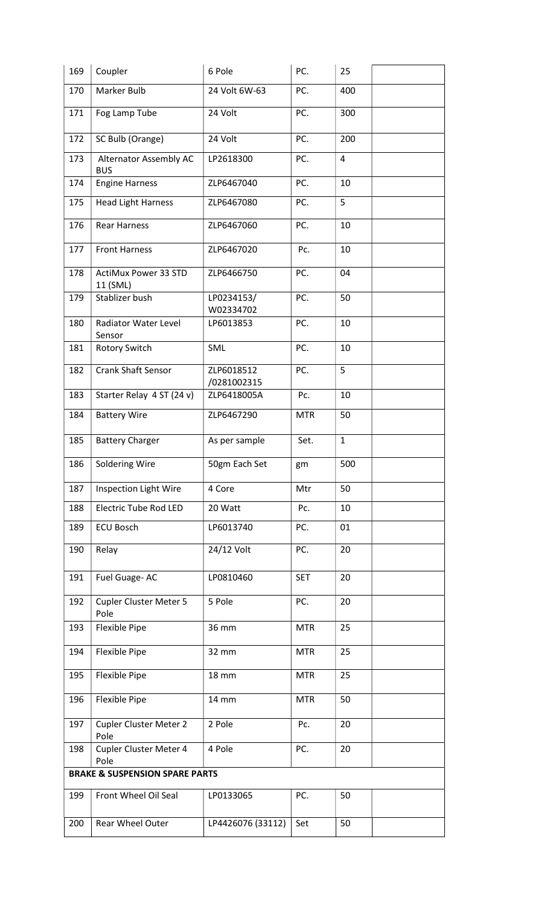| 169 | Coupler | 6 Pole | PC. | 25 | |
|---|---|---|---|---|---|
| 170 | Marker Bulb | 24 Volt 6W-63 | PC. | 400 | |
| 171 | Fog Lamp Tube | 24 Volt | PC. | 300 | |
| 172 | SC Bulb (Orange) | 24 Volt | PC. | 200 | |
| 173 | Alternator Assembly AC BUS | LP2618300 | PC. | 4 | |
| 174 | Engine Harness | ZLP6467040 | PC. | 10 | |
| 175 | Head Light Harness | ZLP6467080 | PC. | 5 | |
| 176 | Rear Harness | ZLP6467060 | PC. | 10 | |
| 177 | Front Harness | ZLP6467020 | Pc. | 10 | |
| 178 | ActiMux Power 33 STD 11 (SML) | ZLP6466750 | PC. | 04 | |
| 179 | Stablizer bush | LP0234153/ W02334702 | PC. | 50 | |
| 180 | Radiator Water Level Sensor | LP6013853 | PC. | 10 | |
| 181 | Rotory Switch | SML | PC. | 10 | |
| 182 | Crank Shaft Sensor | ZLP6018512 /0281002315 | PC. | 5 | |
| 183 | Starter Relay 4 ST (24 v) | ZLP6418005A | Pc. | 10 | |
| 184 | Battery Wire | ZLP6467290 | MTR | 50 | |
| 185 | Battery Charger | As per sample | Set. | 1 | |
| 186 | Soldering Wire | 50gm Each Set | gm | 500 | |
| 187 | Inspection Light Wire | 4 Core | Mtr | 50 | |
| 188 | Electric Tube Rod LED | 20 Watt | Pc. | 10 | |
| 189 | ECU Bosch | LP6013740 | PC. | 01 | |
| 190 | Relay | 24/12 Volt | PC. | 20 | |
| 191 | Fuel Guage- AC | LP0810460 | SET | 20 | |
| 192 | Cupler Cluster Meter 5 Pole | 5 Pole | PC. | 20 | |
| 193 | Flexible Pipe | 36 mm | MTR | 25 | |
| 194 | Flexible Pipe | 32 mm | MTR | 25 | |
| 195 | Flexible Pipe | 18 mm | MTR | 25 | |
| 196 | Flexible Pipe | 14 mm | MTR | 50 | |
| 197 | Cupler Cluster Meter 2 Pole | 2 Pole | Pc. | 20 | |
| 198 | Cupler Cluster Meter 4 Pole | 4 Pole | PC. | 20 | |
| **BRAKE & SUSPENSION SPARE PARTS** | | | | | |
| 199 | Front Wheel Oil Seal | LP0133065 | PC. | 50 | |
| 200 | Rear Wheel Outer | LP4426076 (33112) | Set | 50 | |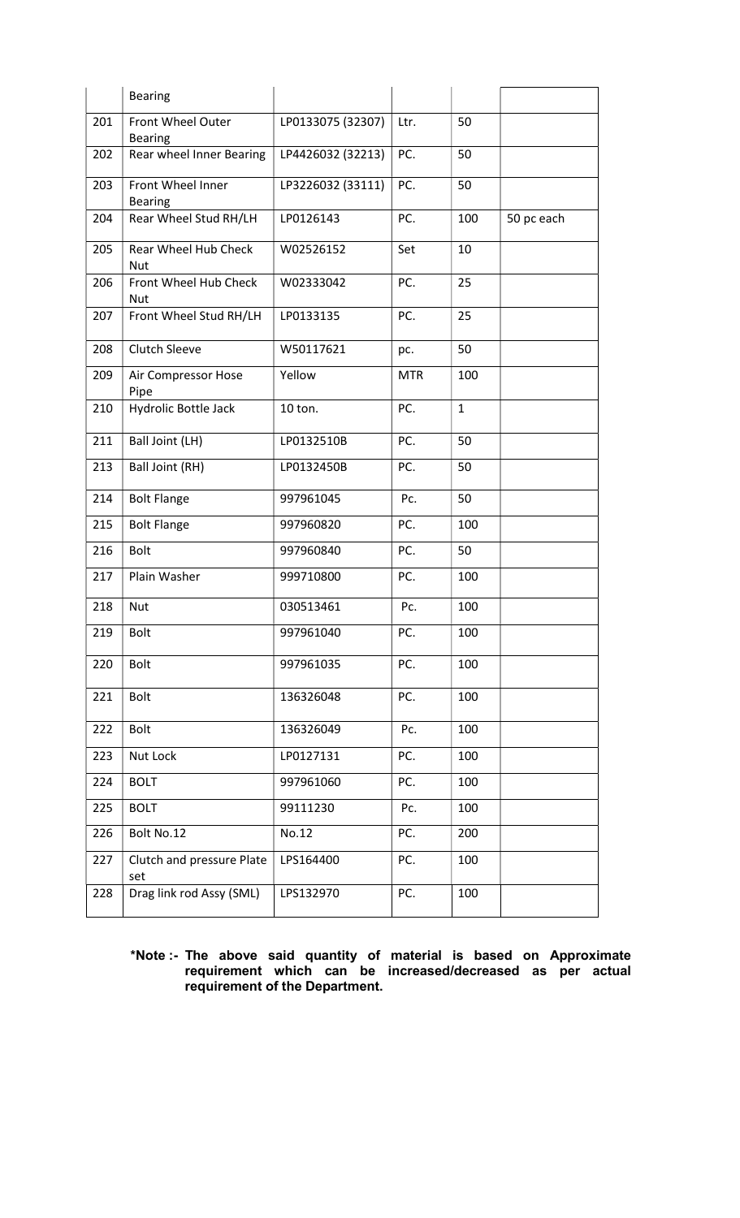| | | | | | |
|---|---|---|---|---|---|
| | Bearing | | | | |
| 201 | Front Wheel Outer Bearing | LP0133075 (32307) | Ltr. | 50 | |
| 202 | Rear wheel Inner Bearing | LP4426032 (32213) | PC. | 50 | |
| 203 | Front Wheel Inner Bearing | LP3226032 (33111) | PC. | 50 | |
| 204 | Rear Wheel Stud RH/LH | LP0126143 | PC. | 100 | 50 pc each |
| 205 | Rear Wheel Hub Check Nut | W02526152 | Set | 10 | |
| 206 | Front Wheel Hub Check Nut | W02333042 | PC. | 25 | |
| 207 | Front Wheel Stud RH/LH | LP0133135 | PC. | 25 | |
| 208 | Clutch Sleeve | W50117621 | pc. | 50 | |
| 209 | Air Compressor Hose Pipe | Yellow | MTR | 100 | |
| 210 | Hydrolic Bottle Jack | 10 ton. | PC. | 1 | |
| 211 | Ball Joint (LH) | LP0132510B | PC. | 50 | |
| 213 | Ball Joint (RH) | LP0132450B | PC. | 50 | |
| 214 | Bolt Flange | 997961045 | Pc. | 50 | |
| 215 | Bolt Flange | 997960820 | PC. | 100 | |
| 216 | Bolt | 997960840 | PC. | 50 | |
| 217 | Plain Washer | 999710800 | PC. | 100 | |
| 218 | Nut | 030513461 | Pc. | 100 | |
| 219 | Bolt | 997961040 | PC. | 100 | |
| 220 | Bolt | 997961035 | PC. | 100 | |
| 221 | Bolt | 136326048 | PC. | 100 | |
| 222 | Bolt | 136326049 | Pc. | 100 | |
| 223 | Nut Lock | LP0127131 | PC. | 100 | |
| 224 | BOLT | 997961060 | PC. | 100 | |
| 225 | BOLT | 99111230 | Pc. | 100 | |
| 226 | Bolt No.12 | No.12 | PC. | 200 | |
| 227 | Clutch and pressure Plate set | LPS164400 | PC. | 100 | |
| 228 | Drag link rod Assy (SML) | LPS132970 | PC. | 100 | |

**\*Note :- The above said quantity of material is based on Approximate requirement which can be increased/decreased as per actual requirement of the Department.**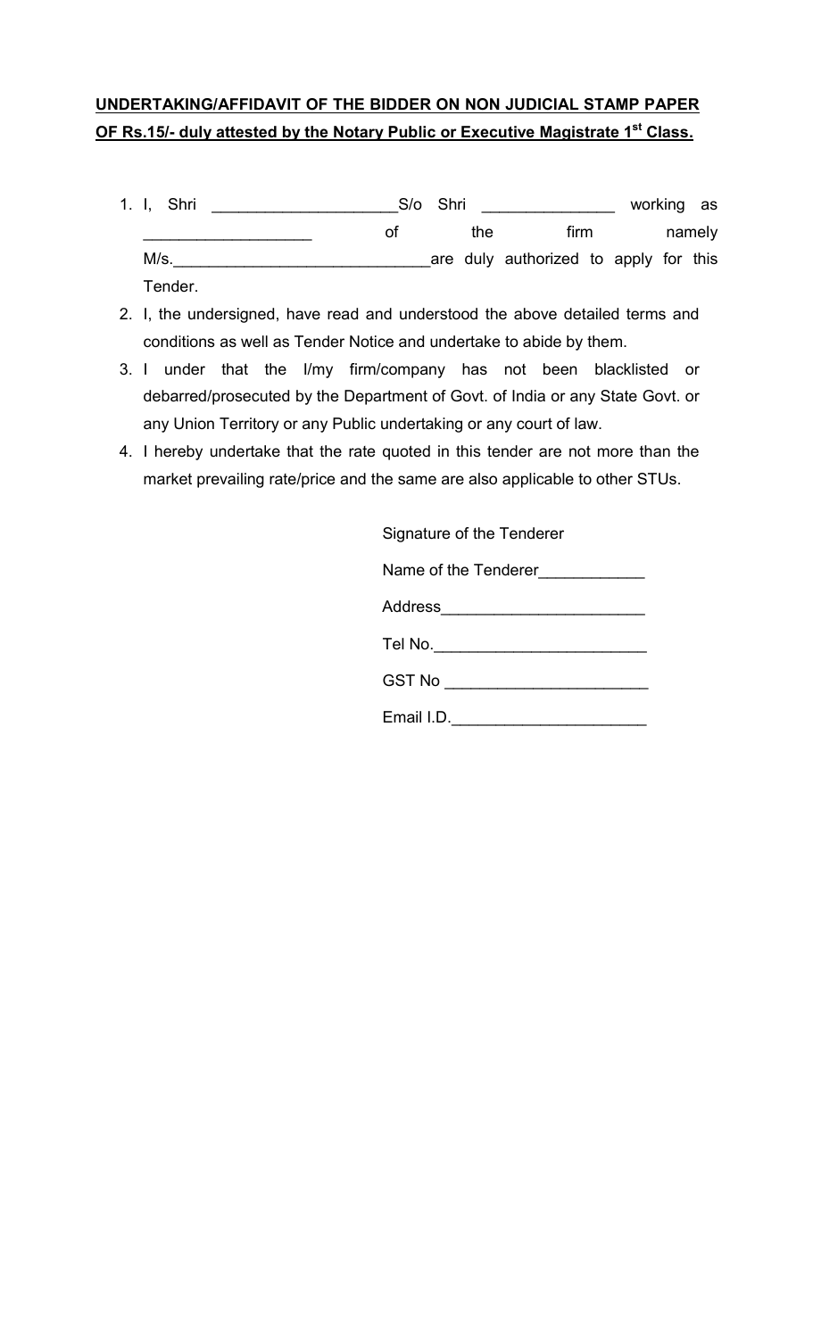**UNDERTAKING/AFFIDAVIT OF THE BIDDER ON NON JUDICIAL STAMP PAPER OF Rs.15/- duly attested by the Notary Public or Executive Magistrate 1st Class.**

1. I, Shri _____________________S/o Shri _______________ working as ___________________ of the firm namely M/s.____________________________are duly authorized to apply for this Tender.
2. I, the undersigned, have read and understood the above detailed terms and conditions as well as Tender Notice and undertake to abide by them.
3. I under that the I/my firm/company has not been blacklisted or debarred/prosecuted by the Department of Govt. of India or any State Govt. or any Union Territory or any Public undertaking or any court of law.
4. I hereby undertake that the rate quoted in this tender are not more than the market prevailing rate/price and the same are also applicable to other STUs.

Signature of the Tenderer

Name of the Tenderer____________

Address______________________

Tel No.________________________

GST No _______________________

Email I.D.______________________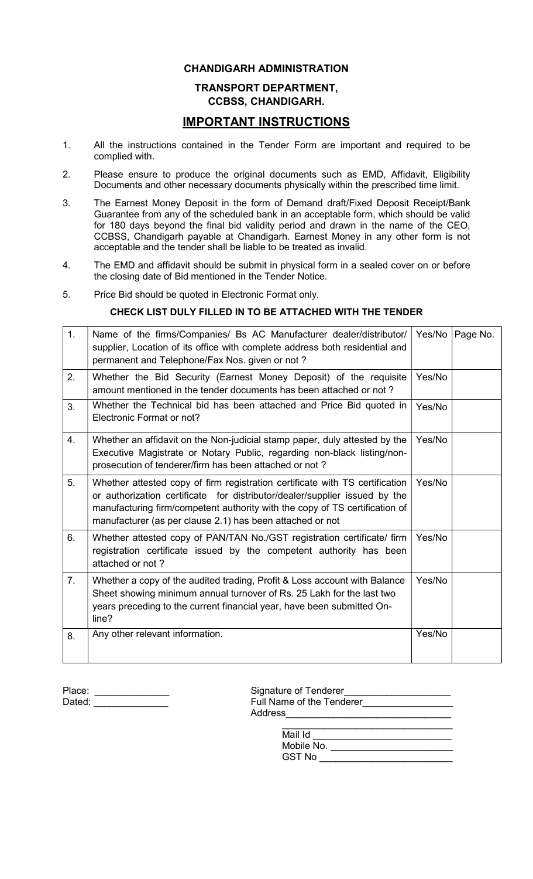**CHANDIGARH ADMINISTRATION**

**TRANSPORT DEPARTMENT,**
**CCBSS, CHANDIGARH.**

## IMPORTANT INSTRUCTIONS

1. All the instructions contained in the Tender Form are important and required to be complied with.
2. Please ensure to produce the original documents such as EMD, Affidavit, Eligibility Documents and other necessary documents physically within the prescribed time limit.
3. The Earnest Money Deposit in the form of Demand draft/Fixed Deposit Receipt/Bank Guarantee from any of the scheduled bank in an acceptable form, which should be valid for 180 days beyond the final bid validity period and drawn in the name of the CEO, CCBSS, Chandigarh payable at Chandigarh. Earnest Money in any other form is not acceptable and the tender shall be liable to be treated as invalid.
4. The EMD and affidavit should be submit in physical form in a sealed cover on or before the closing date of Bid mentioned in the Tender Notice.
5. Price Bid should be quoted in Electronic Format only.

**CHECK LIST DULY FILLED IN TO BE ATTACHED WITH THE TENDER**

| | | | |
|---|---|---|---|
| 1. | Name of the firms/Companies/ Bs AC Manufacturer dealer/distributor/ supplier, Location of its office with complete address both residential and permanent and Telephone/Fax Nos. given or not ? | Yes/No | Page No. |
| 2. | Whether the Bid Security (Earnest Money Deposit) of the requisite amount mentioned in the tender documents has been attached or not ? | Yes/No | |
| 3. | Whether the Technical bid has been attached and Price Bid quoted in Electronic Format or not? | Yes/No | |
| 4. | Whether an affidavit on the Non-judicial stamp paper, duly attested by the Executive Magistrate or Notary Public, regarding non-black listing/non-prosecution of tenderer/firm has been attached or not ? | Yes/No | |
| 5. | Whether attested copy of firm registration certificate with TS certification or authorization certificate for distributor/dealer/supplier issued by the manufacturing firm/competent authority with the copy of TS certification of manufacturer (as per clause 2.1) has been attached or not | Yes/No | |
| 6. | Whether attested copy of PAN/TAN No./GST registration certificate/ firm registration certificate issued by the competent authority has been attached or not ? | Yes/No | |
| 7. | Whether a copy of the audited trading, Profit & Loss account with Balance Sheet showing minimum annual turnover of Rs. 25 Lakh for the last two years preceding to the current financial year, have been submitted On-line? | Yes/No | |
| 8. | Any other relevant information. | Yes/No | |

Place: ______________
Dated: ______________

Signature of Tenderer____________________
Full Name of the Tenderer_________________
Address______________________________
______________________________
Mail Id ___________________________
Mobile No. _______________________
GST No ________________________